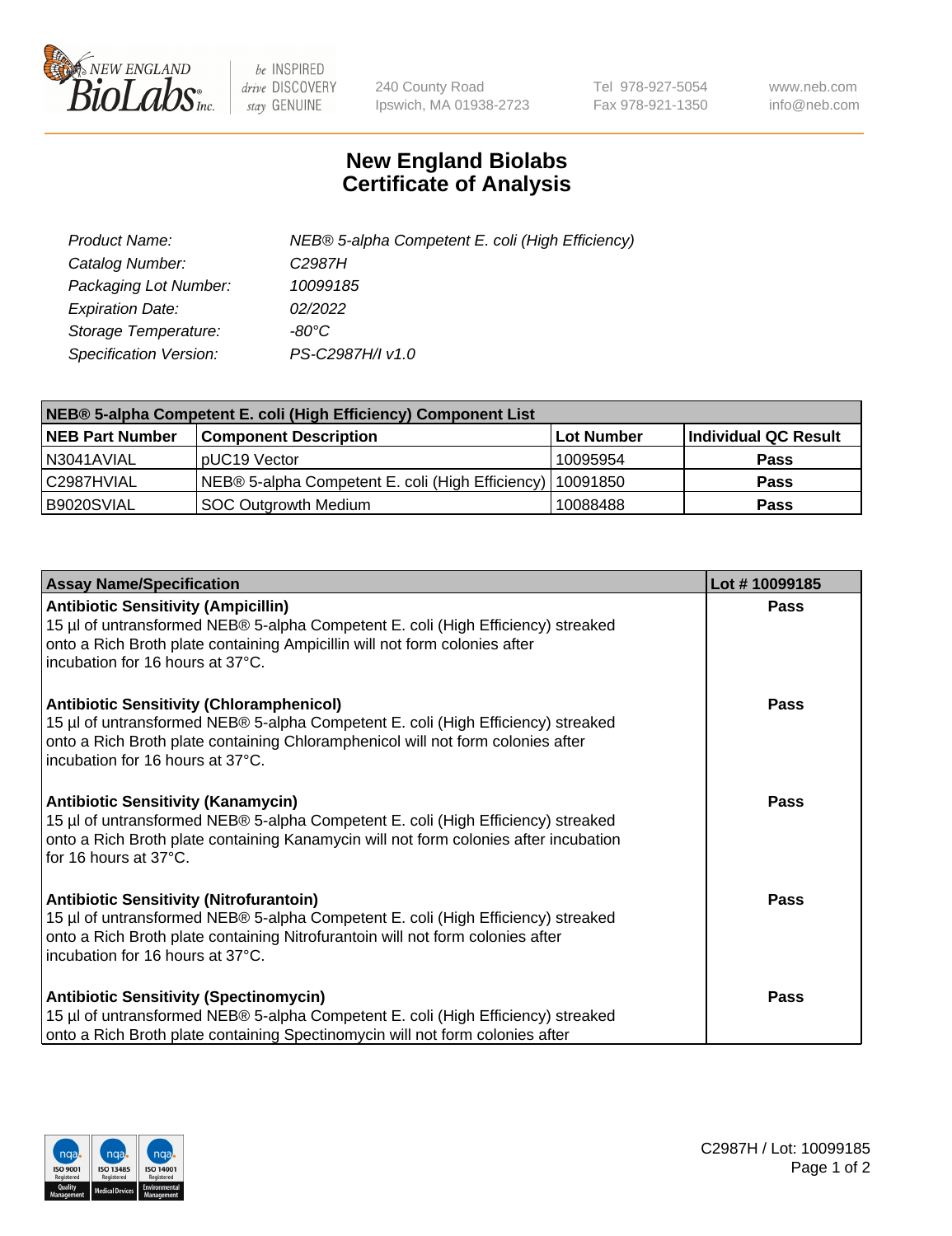NEW ENGLAND BioLabs Inc.

be INSPIRED drive DISCOVERY stay GENUINE

240 County Road
Ipswich, MA 01938-2723

Tel 978-927-5054
Fax 978-921-1350

www.neb.com
info@neb.com

# New England Biolabs
# Certificate of Analysis

| | |
|---|---|
| *Product Name:* | *NEB® 5-alpha Competent E. coli (High Efficiency)* |
| *Catalog Number:* | *C2987H* |
| *Packaging Lot Number:* | *10099185* |
| *Expiration Date:* | *02/2022* |
| *Storage Temperature:* | *-80°C* |
| *Specification Version:* | *PS-C2987H/I v1.0* |

| NEB® 5-alpha Competent E. coli (High Efficiency) Component List | | | |
|---|---|---|---|
| **NEB Part Number** | **Component Description** | **Lot Number** | **Individual QC Result** |
| N3041AVIAL | pUC19 Vector | 10095954 | **Pass** |
| C2987HVIAL | NEB® 5-alpha Competent E. coli (High Efficiency) | 10091850 | **Pass** |
| B9020SVIAL | SOC Outgrowth Medium | 10088488 | **Pass** |

| Assay Name/Specification | Lot # 10099185 |
|---|---|
| **Antibiotic Sensitivity (Ampicillin)**<br>15 µl of untransformed NEB® 5-alpha Competent E. coli (High Efficiency) streaked onto a Rich Broth plate containing Ampicillin will not form colonies after incubation for 16 hours at 37°C. | **Pass** |
| **Antibiotic Sensitivity (Chloramphenicol)**<br>15 µl of untransformed NEB® 5-alpha Competent E. coli (High Efficiency) streaked onto a Rich Broth plate containing Chloramphenicol will not form colonies after incubation for 16 hours at 37°C. | **Pass** |
| **Antibiotic Sensitivity (Kanamycin)**<br>15 µl of untransformed NEB® 5-alpha Competent E. coli (High Efficiency) streaked onto a Rich Broth plate containing Kanamycin will not form colonies after incubation for 16 hours at 37°C. | **Pass** |
| **Antibiotic Sensitivity (Nitrofurantoin)**<br>15 µl of untransformed NEB® 5-alpha Competent E. coli (High Efficiency) streaked onto a Rich Broth plate containing Nitrofurantoin will not form colonies after incubation for 16 hours at 37°C. | **Pass** |
| **Antibiotic Sensitivity (Spectinomycin)**<br>15 µl of untransformed NEB® 5-alpha Competent E. coli (High Efficiency) streaked onto a Rich Broth plate containing Spectinomycin will not form colonies after | **Pass** |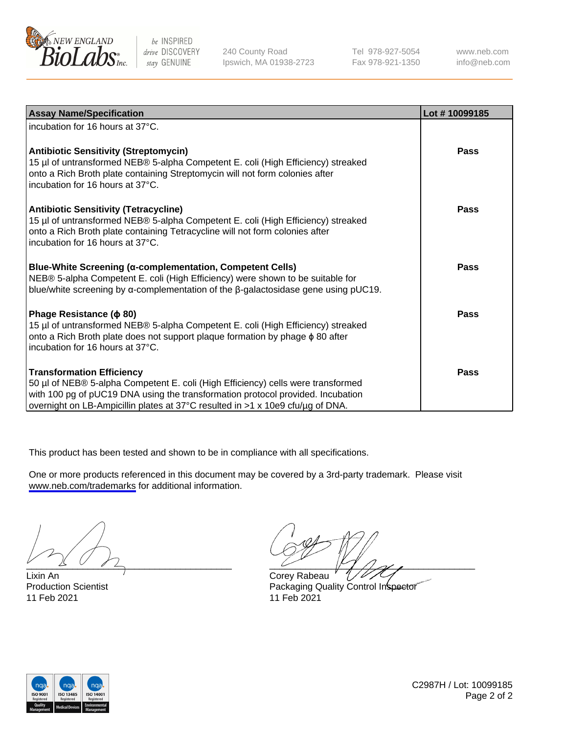| Assay Name/Specification | Lot # 10099185 |
|---|---|
| incubation for 16 hours at 37°C. | |
| **Antibiotic Sensitivity (Streptomycin)**<br>15 µl of untransformed NEB® 5-alpha Competent E. coli (High Efficiency) streaked onto a Rich Broth plate containing Streptomycin will not form colonies after incubation for 16 hours at 37°C. | Pass |
| **Antibiotic Sensitivity (Tetracycline)**<br>15 µl of untransformed NEB® 5-alpha Competent E. coli (High Efficiency) streaked onto a Rich Broth plate containing Tetracycline will not form colonies after incubation for 16 hours at 37°C. | Pass |
| **Blue-White Screening (α-complementation, Competent Cells)**<br>NEB® 5-alpha Competent E. coli (High Efficiency) were shown to be suitable for blue/white screening by α-complementation of the β-galactosidase gene using pUC19. | Pass |
| **Phage Resistance (ϕ 80)**<br>15 µl of untransformed NEB® 5-alpha Competent E. coli (High Efficiency) streaked onto a Rich Broth plate does not support plaque formation by phage ϕ 80 after incubation for 16 hours at 37°C. | Pass |
| **Transformation Efficiency**<br>50 µl of NEB® 5-alpha Competent E. coli (High Efficiency) cells were transformed with 100 pg of pUC19 DNA using the transformation protocol provided. Incubation overnight on LB-Ampicillin plates at 37°C resulted in >1 x 10e9 cfu/µg of DNA. | Pass |

This product has been tested and shown to be in compliance with all specifications.

One or more products referenced in this document may be covered by a 3rd-party trademark. Please visit www.neb.com/trademarks for additional information.

Lixin An
Production Scientist
11 Feb 2021

Corey Rabeau
Packaging Quality Control Inspector
11 Feb 2021

C2987H / Lot: 10099185